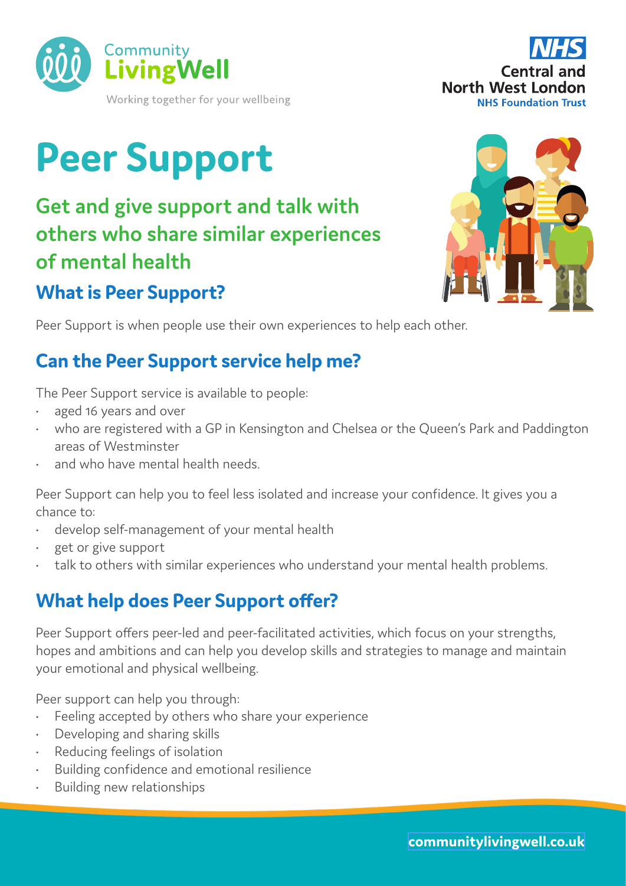Community LivingWell

Working together for your wellbeing

NHS Central and North West London NHS Foundation Trust

# Peer Support

## Get and give support and talk with others who share similar experiences of mental health

### What is Peer Support?

Peer Support is when people use their own experiences to help each other.

### Can the Peer Support service help me?

The Peer Support service is available to people:

- aged 16 years and over
- who are registered with a GP in Kensington and Chelsea or the Queen's Park and Paddington areas of Westminster
- and who have mental health needs.

Peer Support can help you to feel less isolated and increase your confidence. It gives you a chance to:

- develop self-management of your mental health
- get or give support
- talk to others with similar experiences who understand your mental health problems.

### What help does Peer Support offer?

Peer Support offers peer-led and peer-facilitated activities, which focus on your strengths, hopes and ambitions and can help you develop skills and strategies to manage and maintain your emotional and physical wellbeing.

Peer support can help you through:

- Feeling accepted by others who share your experience
- Developing and sharing skills
- Reducing feelings of isolation
- Building confidence and emotional resilience
- Building new relationships

communitylivingwell.co.uk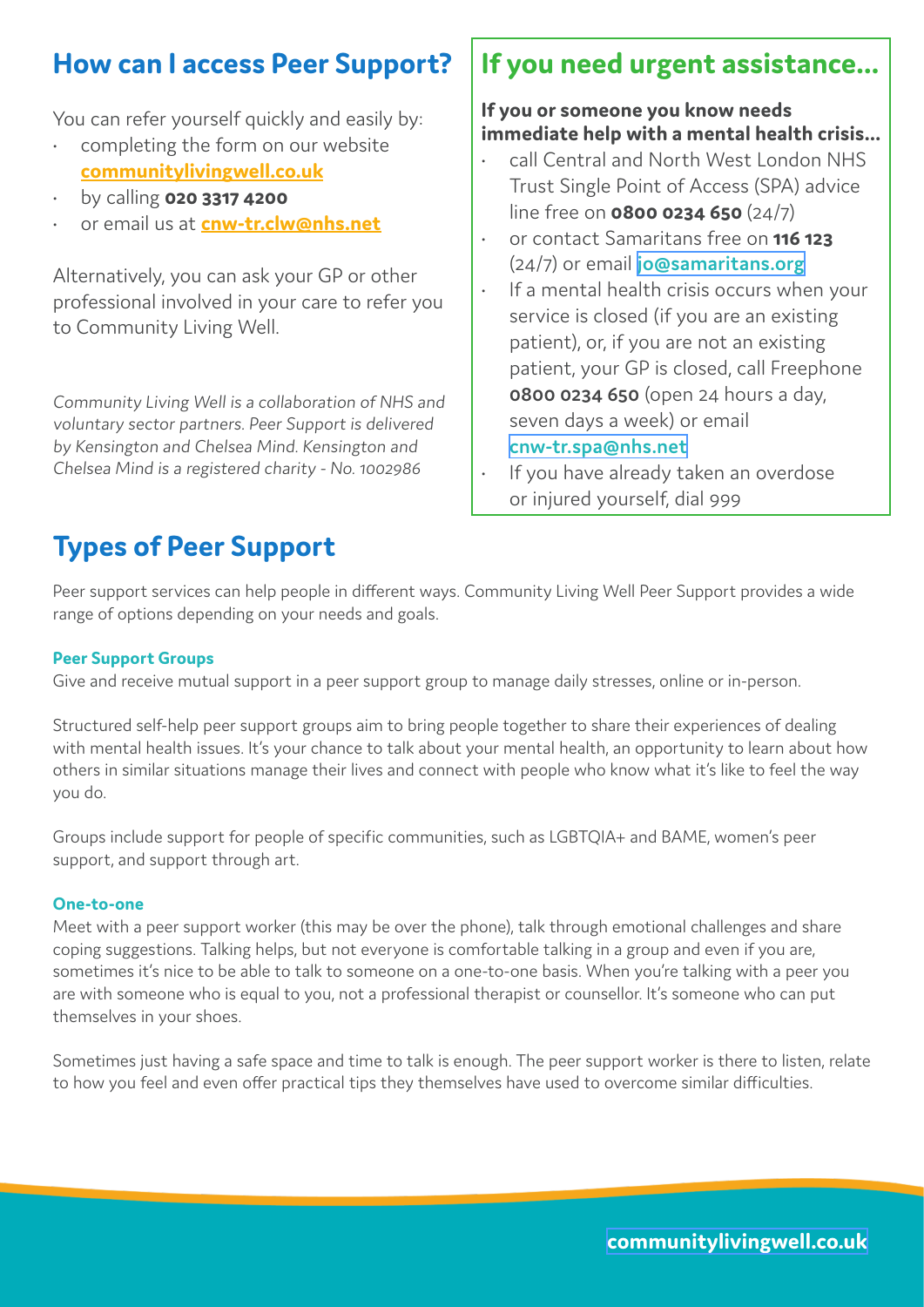## How can I access Peer Support?

You can refer yourself quickly and easily by:

- completing the form on our website **communitylivingwell.co.uk**
- by calling **020 3317 4200**
- or email us at **cnw-tr.clw@nhs.net**

Alternatively, you can ask your GP or other professional involved in your care to refer you to Community Living Well.

*Community Living Well is a collaboration of NHS and voluntary sector partners. Peer Support is delivered by Kensington and Chelsea Mind. Kensington and Chelsea Mind is a registered charity - No. 1002986*

## If you need urgent assistance...

**If you or someone you know needs immediate help with a mental health crisis...**

- call Central and North West London NHS Trust Single Point of Access (SPA) advice line free on **0800 0234 650** (24/7)
- or contact Samaritans free on **116 123** (24/7) or email **jo@samaritans.org**
- If a mental health crisis occurs when your service is closed (if you are an existing patient), or, if you are not an existing patient, your GP is closed, call Freephone **0800 0234 650** (open 24 hours a day, seven days a week) or email **cnw-tr.spa@nhs.net**
- If you have already taken an overdose or injured yourself, dial 999

## Types of Peer Support

Peer support services can help people in different ways. Community Living Well Peer Support provides a wide range of options depending on your needs and goals.

#### Peer Support Groups

Give and receive mutual support in a peer support group to manage daily stresses, online or in-person.

Structured self-help peer support groups aim to bring people together to share their experiences of dealing with mental health issues. It's your chance to talk about your mental health, an opportunity to learn about how others in similar situations manage their lives and connect with people who know what it's like to feel the way you do.

Groups include support for people of specific communities, such as LGBTQIA+ and BAME, women's peer support, and support through art.

#### One-to-one

Meet with a peer support worker (this may be over the phone), talk through emotional challenges and share coping suggestions. Talking helps, but not everyone is comfortable talking in a group and even if you are, sometimes it's nice to be able to talk to someone on a one-to-one basis. When you're talking with a peer you are with someone who is equal to you, not a professional therapist or counsellor. It's someone who can put themselves in your shoes.

Sometimes just having a safe space and time to talk is enough. The peer support worker is there to listen, relate to how you feel and even offer practical tips they themselves have used to overcome similar difficulties.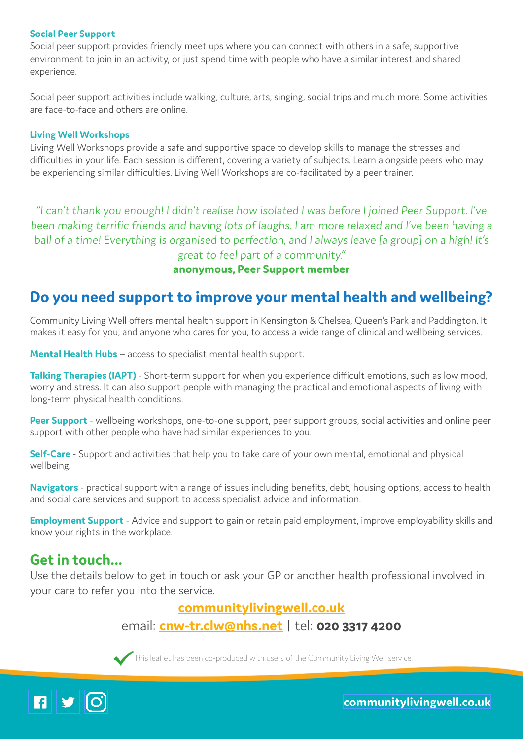### Social Peer Support

Social peer support provides friendly meet ups where you can connect with others in a safe, supportive environment to join in an activity, or just spend time with people who have a similar interest and shared experience.

Social peer support activities include walking, culture, arts, singing, social trips and much more. Some activities are face-to-face and others are online.

### Living Well Workshops

Living Well Workshops provide a safe and supportive space to develop skills to manage the stresses and difficulties in your life. Each session is different, covering a variety of subjects. Learn alongside peers who may be experiencing similar difficulties. Living Well Workshops are co-facilitated by a peer trainer.

*"I can't thank you enough! I didn't realise how isolated I was before I joined Peer Support. I've been making terrific friends and having lots of laughs. I am more relaxed and I've been having a ball of a time! Everything is organised to perfection, and I always leave [a group] on a high! It's great to feel part of a community."*

**anonymous, Peer Support member**

## Do you need support to improve your mental health and wellbeing?

Community Living Well offers mental health support in Kensington & Chelsea, Queen's Park and Paddington. It makes it easy for you, and anyone who cares for you, to access a wide range of clinical and wellbeing services.

**Mental Health Hubs** – access to specialist mental health support.

**Talking Therapies (IAPT)** - Short-term support for when you experience difficult emotions, such as low mood, worry and stress. It can also support people with managing the practical and emotional aspects of living with long-term physical health conditions.

**Peer Support** - wellbeing workshops, one-to-one support, peer support groups, social activities and online peer support with other people who have had similar experiences to you.

**Self-Care** - Support and activities that help you to take care of your own mental, emotional and physical wellbeing.

**Navigators** - practical support with a range of issues including benefits, debt, housing options, access to health and social care services and support to access specialist advice and information.

**Employment Support** - Advice and support to gain or retain paid employment, improve employability skills and know your rights in the workplace.

## Get in touch...

Use the details below to get in touch or ask your GP or another health professional involved in your care to refer you into the service.

**communitylivingwell.co.uk**

email: **cnw-tr.clw@nhs.net** | tel: **020 3317 4200**

✔ This leaflet has been co-produced with users of the Community Living Well service.

**communitylivingwell.co.uk**